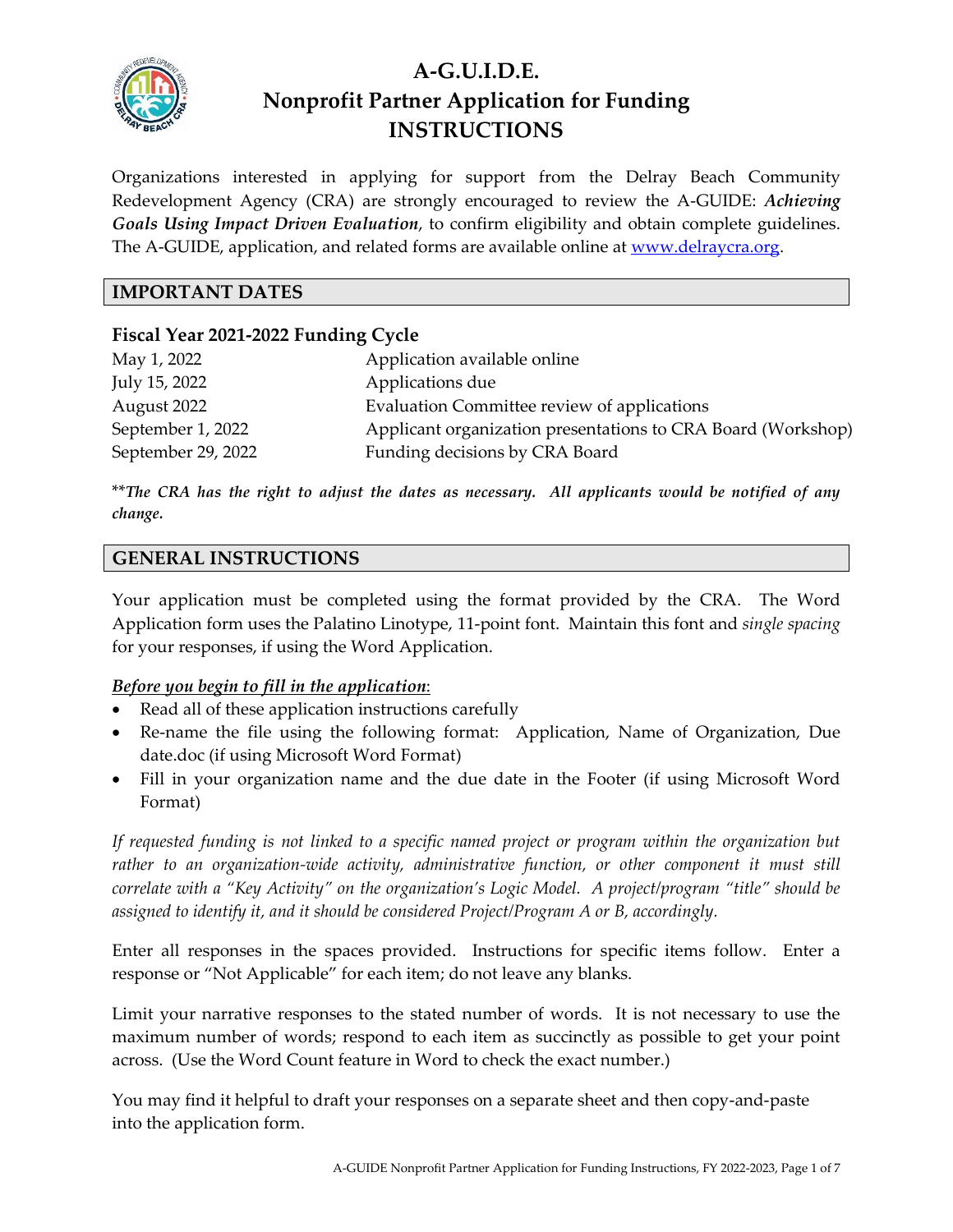# A-G.U.I.D.E.
# Nonprofit Partner Application for Funding
# INSTRUCTIONS

Organizations interested in applying for support from the Delray Beach Community Redevelopment Agency (CRA) are strongly encouraged to review the A-GUIDE: ***Achieving Goals Using Impact Driven Evaluation***, to confirm eligibility and obtain complete guidelines. The A-GUIDE, application, and related forms are available online at [www.delraycra.org](http://www.delraycra.org).

## IMPORTANT DATES

### Fiscal Year 2021-2022 Funding Cycle

| | |
|---|---|
| May 1, 2022 | Application available online |
| July 15, 2022 | Applications due |
| August 2022 | Evaluation Committee review of applications |
| September 1, 2022 | Applicant organization presentations to CRA Board (Workshop) |
| September 29, 2022 | Funding decisions by CRA Board |

***The CRA has the right to adjust the dates as necessary. All applicants would be notified of any change.***

## GENERAL INSTRUCTIONS

Your application must be completed using the format provided by the CRA. The Word Application form uses the Palatino Linotype, 11-point font. Maintain this font and *single spacing* for your responses, if using the Word Application.

***Before you begin to fill in the application***:

- Read all of these application instructions carefully
- Re-name the file using the following format: Application, Name of Organization, Due date.doc (if using Microsoft Word Format)
- Fill in your organization name and the due date in the Footer (if using Microsoft Word Format)

*If requested funding is not linked to a specific named project or program within the organization but rather to an organization-wide activity, administrative function, or other component it must still correlate with a "Key Activity" on the organization's Logic Model. A project/program "title" should be assigned to identify it, and it should be considered Project/Program A or B, accordingly.*

Enter all responses in the spaces provided. Instructions for specific items follow. Enter a response or "Not Applicable" for each item; do not leave any blanks.

Limit your narrative responses to the stated number of words. It is not necessary to use the maximum number of words; respond to each item as succinctly as possible to get your point across. (Use the Word Count feature in Word to check the exact number.)

You may find it helpful to draft your responses on a separate sheet and then copy-and-paste into the application form.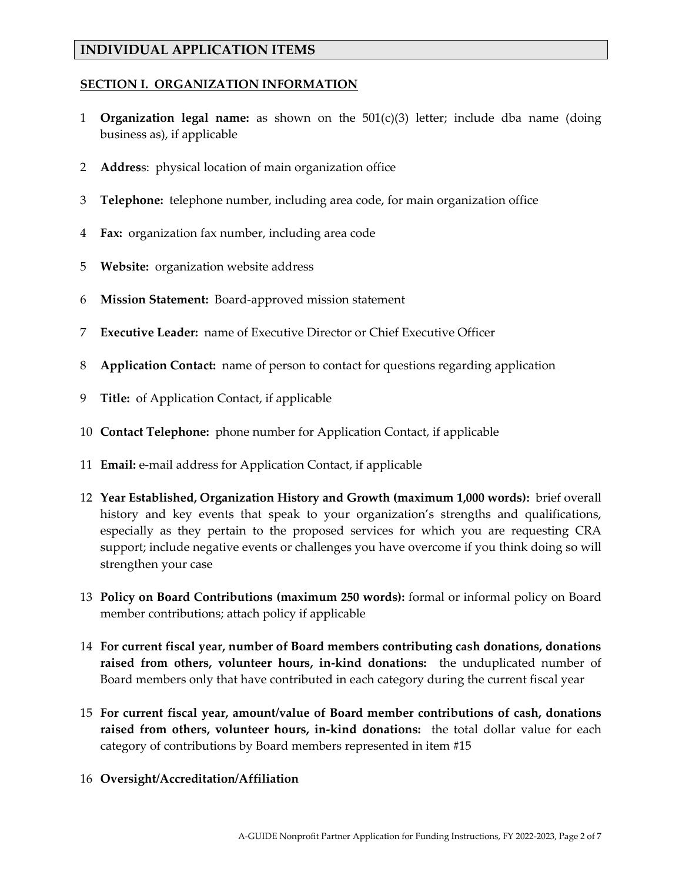## INDIVIDUAL APPLICATION ITEMS

### SECTION I. ORGANIZATION INFORMATION

1. **Organization legal name:** as shown on the 501(c)(3) letter; include dba name (doing business as), if applicable
2. **Address:** physical location of main organization office
3. **Telephone:** telephone number, including area code, for main organization office
4. **Fax:** organization fax number, including area code
5. **Website:** organization website address
6. **Mission Statement:** Board-approved mission statement
7. **Executive Leader:** name of Executive Director or Chief Executive Officer
8. **Application Contact:** name of person to contact for questions regarding application
9. **Title:** of Application Contact, if applicable
10. **Contact Telephone:** phone number for Application Contact, if applicable
11. **Email:** e-mail address for Application Contact, if applicable
12. **Year Established, Organization History and Growth (maximum 1,000 words):** brief overall history and key events that speak to your organization's strengths and qualifications, especially as they pertain to the proposed services for which you are requesting CRA support; include negative events or challenges you have overcome if you think doing so will strengthen your case
13. **Policy on Board Contributions (maximum 250 words):** formal or informal policy on Board member contributions; attach policy if applicable
14. **For current fiscal year, number of Board members contributing cash donations, donations raised from others, volunteer hours, in-kind donations:** the unduplicated number of Board members only that have contributed in each category during the current fiscal year
15. **For current fiscal year, amount/value of Board member contributions of cash, donations raised from others, volunteer hours, in-kind donations:** the total dollar value for each category of contributions by Board members represented in item #15
16. **Oversight/Accreditation/Affiliation**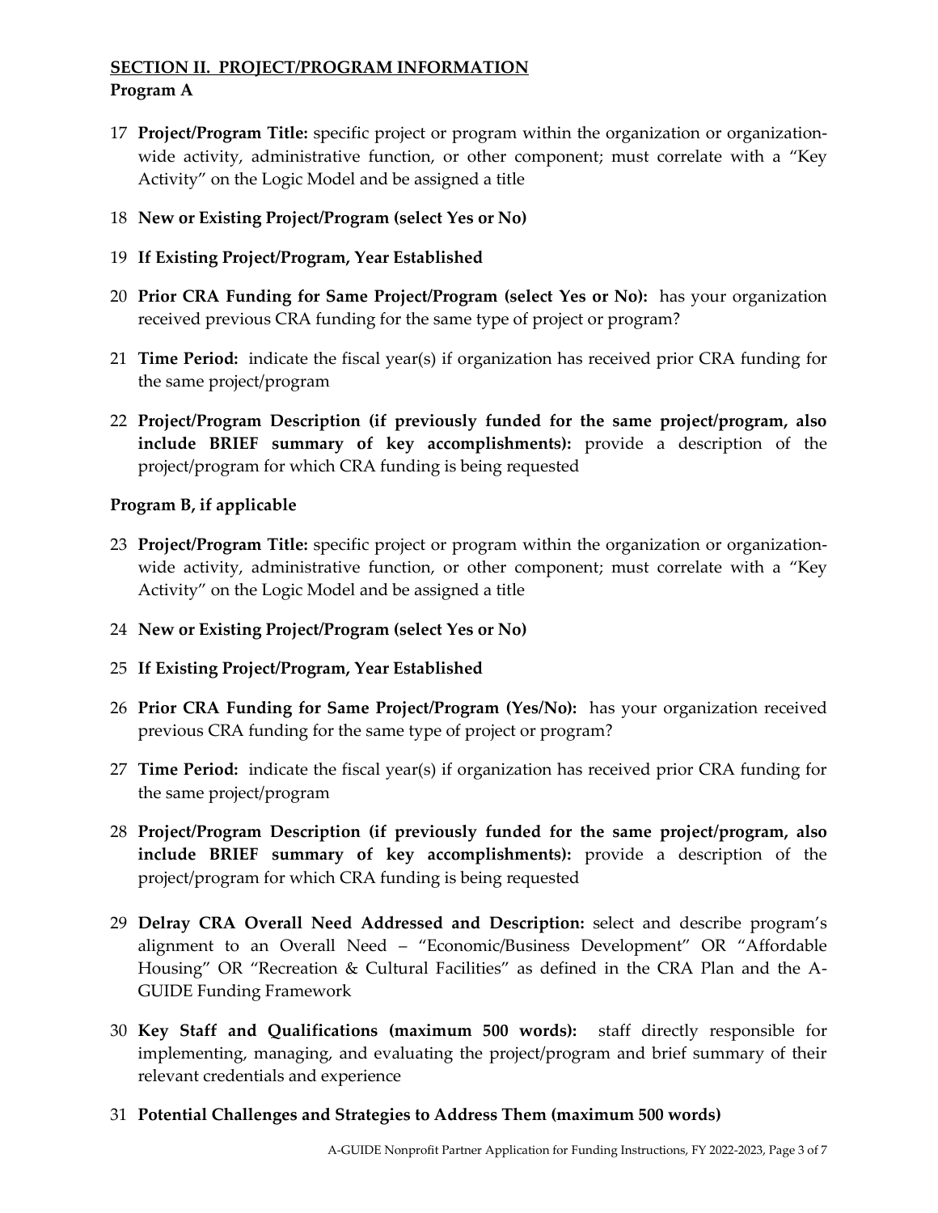## SECTION II. PROJECT/PROGRAM INFORMATION

**Program A**

17 **Project/Program Title:** specific project or program within the organization or organization-wide activity, administrative function, or other component; must correlate with a "Key Activity" on the Logic Model and be assigned a title

18 **New or Existing Project/Program (select Yes or No)**

19 **If Existing Project/Program, Year Established**

20 **Prior CRA Funding for Same Project/Program (select Yes or No):** has your organization received previous CRA funding for the same type of project or program?

21 **Time Period:** indicate the fiscal year(s) if organization has received prior CRA funding for the same project/program

22 **Project/Program Description (if previously funded for the same project/program, also include BRIEF summary of key accomplishments):** provide a description of the project/program for which CRA funding is being requested

**Program B, if applicable**

23 **Project/Program Title:** specific project or program within the organization or organization-wide activity, administrative function, or other component; must correlate with a "Key Activity" on the Logic Model and be assigned a title

24 **New or Existing Project/Program (select Yes or No)**

25 **If Existing Project/Program, Year Established**

26 **Prior CRA Funding for Same Project/Program (Yes/No):** has your organization received previous CRA funding for the same type of project or program?

27 **Time Period:** indicate the fiscal year(s) if organization has received prior CRA funding for the same project/program

28 **Project/Program Description (if previously funded for the same project/program, also include BRIEF summary of key accomplishments):** provide a description of the project/program for which CRA funding is being requested

29 **Delray CRA Overall Need Addressed and Description:** select and describe program's alignment to an Overall Need – "Economic/Business Development" OR "Affordable Housing" OR "Recreation & Cultural Facilities" as defined in the CRA Plan and the A-GUIDE Funding Framework

30 **Key Staff and Qualifications (maximum 500 words):** staff directly responsible for implementing, managing, and evaluating the project/program and brief summary of their relevant credentials and experience

31 **Potential Challenges and Strategies to Address Them (maximum 500 words)**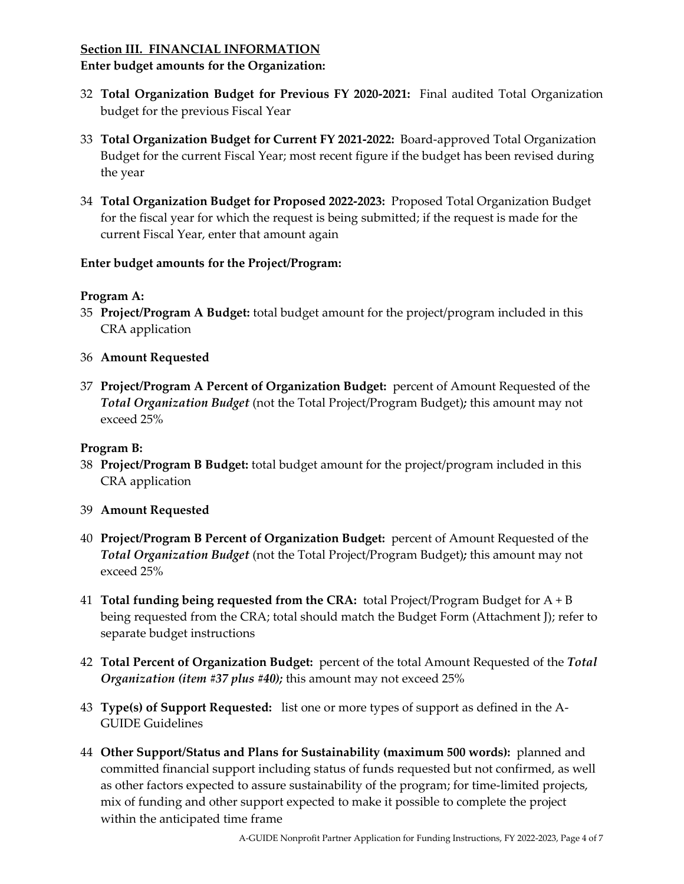## Section III. FINANCIAL INFORMATION

**Enter budget amounts for the Organization:**

32 **Total Organization Budget for Previous FY 2020-2021:** Final audited Total Organization budget for the previous Fiscal Year

33 **Total Organization Budget for Current FY 2021-2022:** Board-approved Total Organization Budget for the current Fiscal Year; most recent figure if the budget has been revised during the year

34 **Total Organization Budget for Proposed 2022-2023:** Proposed Total Organization Budget for the fiscal year for which the request is being submitted; if the request is made for the current Fiscal Year, enter that amount again

**Enter budget amounts for the Project/Program:**

**Program A:**

35 **Project/Program A Budget:** total budget amount for the project/program included in this CRA application

36 **Amount Requested**

37 **Project/Program A Percent of Organization Budget:** percent of Amount Requested of the ***Total Organization Budget*** (not the Total Project/Program Budget)***;*** this amount may not exceed 25%

**Program B:**

38 **Project/Program B Budget:** total budget amount for the project/program included in this CRA application

39 **Amount Requested**

40 **Project/Program B Percent of Organization Budget:** percent of Amount Requested of the ***Total Organization Budget*** (not the Total Project/Program Budget)***;*** this amount may not exceed 25%

41 **Total funding being requested from the CRA:** total Project/Program Budget for A + B being requested from the CRA; total should match the Budget Form (Attachment J); refer to separate budget instructions

42 **Total Percent of Organization Budget:** percent of the total Amount Requested of the ***Total Organization (item #37 plus #40);*** this amount may not exceed 25%

43 **Type(s) of Support Requested:** list one or more types of support as defined in the A-GUIDE Guidelines

44 **Other Support/Status and Plans for Sustainability (maximum 500 words):** planned and committed financial support including status of funds requested but not confirmed, as well as other factors expected to assure sustainability of the program; for time-limited projects, mix of funding and other support expected to make it possible to complete the project within the anticipated time frame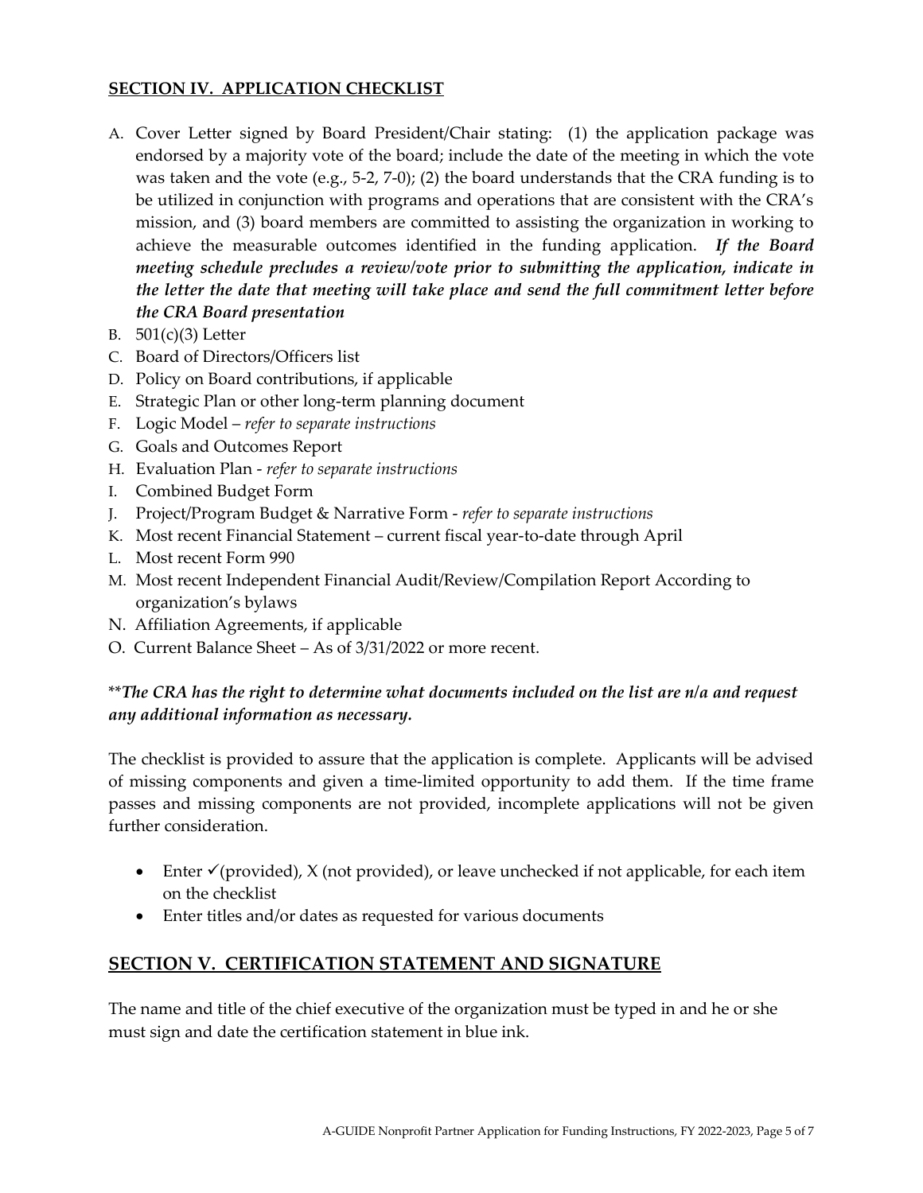## SECTION IV. APPLICATION CHECKLIST

A. Cover Letter signed by Board President/Chair stating: (1) the application package was endorsed by a majority vote of the board; include the date of the meeting in which the vote was taken and the vote (e.g., 5-2, 7-0); (2) the board understands that the CRA funding is to be utilized in conjunction with programs and operations that are consistent with the CRA's mission, and (3) board members are committed to assisting the organization in working to achieve the measurable outcomes identified in the funding application. ***If the Board meeting schedule precludes a review/vote prior to submitting the application, indicate in the letter the date that meeting will take place and send the full commitment letter before the CRA Board presentation***
B. 501(c)(3) Letter
C. Board of Directors/Officers list
D. Policy on Board contributions, if applicable
E. Strategic Plan or other long-term planning document
F. Logic Model – *refer to separate instructions*
G. Goals and Outcomes Report
H. Evaluation Plan - *refer to separate instructions*
I. Combined Budget Form
J. Project/Program Budget & Narrative Form - *refer to separate instructions*
K. Most recent Financial Statement – current fiscal year-to-date through April
L. Most recent Form 990
M. Most recent Independent Financial Audit/Review/Compilation Report According to organization's bylaws
N. Affiliation Agreements, if applicable
O. Current Balance Sheet – As of 3/31/2022 or more recent.

****The CRA has the right to determine what documents included on the list are n/a and request any additional information as necessary.***

The checklist is provided to assure that the application is complete. Applicants will be advised of missing components and given a time-limited opportunity to add them. If the time frame passes and missing components are not provided, incomplete applications will not be given further consideration.

- Enter ✓(provided), X (not provided), or leave unchecked if not applicable, for each item on the checklist
- Enter titles and/or dates as requested for various documents

## SECTION V. CERTIFICATION STATEMENT AND SIGNATURE

The name and title of the chief executive of the organization must be typed in and he or she must sign and date the certification statement in blue ink.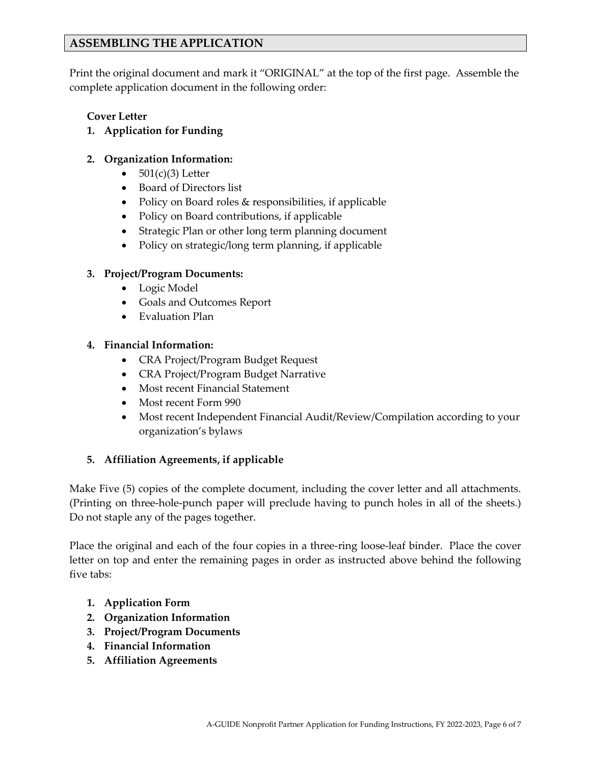## ASSEMBLING THE APPLICATION

Print the original document and mark it "ORIGINAL" at the top of the first page. Assemble the complete application document in the following order:

**Cover Letter**

1. **Application for Funding**

2. **Organization Information:**
   - 501(c)(3) Letter
   - Board of Directors list
   - Policy on Board roles & responsibilities, if applicable
   - Policy on Board contributions, if applicable
   - Strategic Plan or other long term planning document
   - Policy on strategic/long term planning, if applicable

3. **Project/Program Documents:**
   - Logic Model
   - Goals and Outcomes Report
   - Evaluation Plan

4. **Financial Information:**
   - CRA Project/Program Budget Request
   - CRA Project/Program Budget Narrative
   - Most recent Financial Statement
   - Most recent Form 990
   - Most recent Independent Financial Audit/Review/Compilation according to your organization's bylaws

5. **Affiliation Agreements, if applicable**

Make Five (5) copies of the complete document, including the cover letter and all attachments. (Printing on three-hole-punch paper will preclude having to punch holes in all of the sheets.) Do not staple any of the pages together.

Place the original and each of the four copies in a three-ring loose-leaf binder. Place the cover letter on top and enter the remaining pages in order as instructed above behind the following five tabs:

1. **Application Form**
2. **Organization Information**
3. **Project/Program Documents**
4. **Financial Information**
5. **Affiliation Agreements**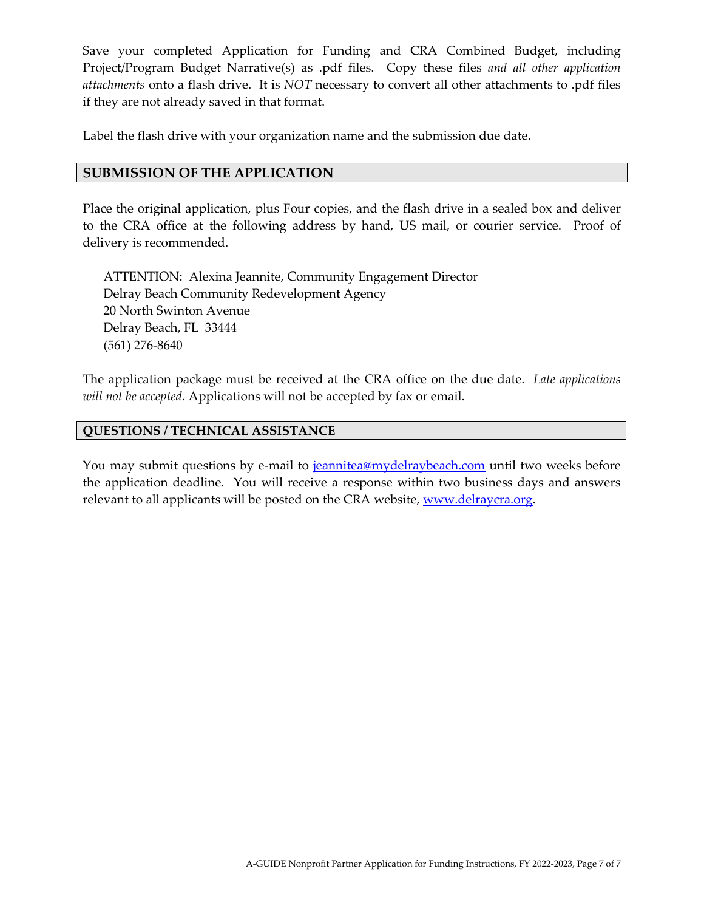Save your completed Application for Funding and CRA Combined Budget, including Project/Program Budget Narrative(s) as .pdf files. Copy these files *and all other application attachments* onto a flash drive. It is *NOT* necessary to convert all other attachments to .pdf files if they are not already saved in that format.

Label the flash drive with your organization name and the submission due date.

## SUBMISSION OF THE APPLICATION

Place the original application, plus Four copies, and the flash drive in a sealed box and deliver to the CRA office at the following address by hand, US mail, or courier service. Proof of delivery is recommended.

ATTENTION: Alexina Jeannite, Community Engagement Director  
Delray Beach Community Redevelopment Agency  
20 North Swinton Avenue  
Delray Beach, FL 33444  
(561) 276-8640

The application package must be received at the CRA office on the due date. *Late applications will not be accepted.* Applications will not be accepted by fax or email.

## QUESTIONS / TECHNICAL ASSISTANCE

You may submit questions by e-mail to [jeannitea@mydelraybeach.com](mailto:jeannitea@mydelraybeach.com) until two weeks before the application deadline. You will receive a response within two business days and answers relevant to all applicants will be posted on the CRA website, [www.delraycra.org](http://www.delraycra.org).